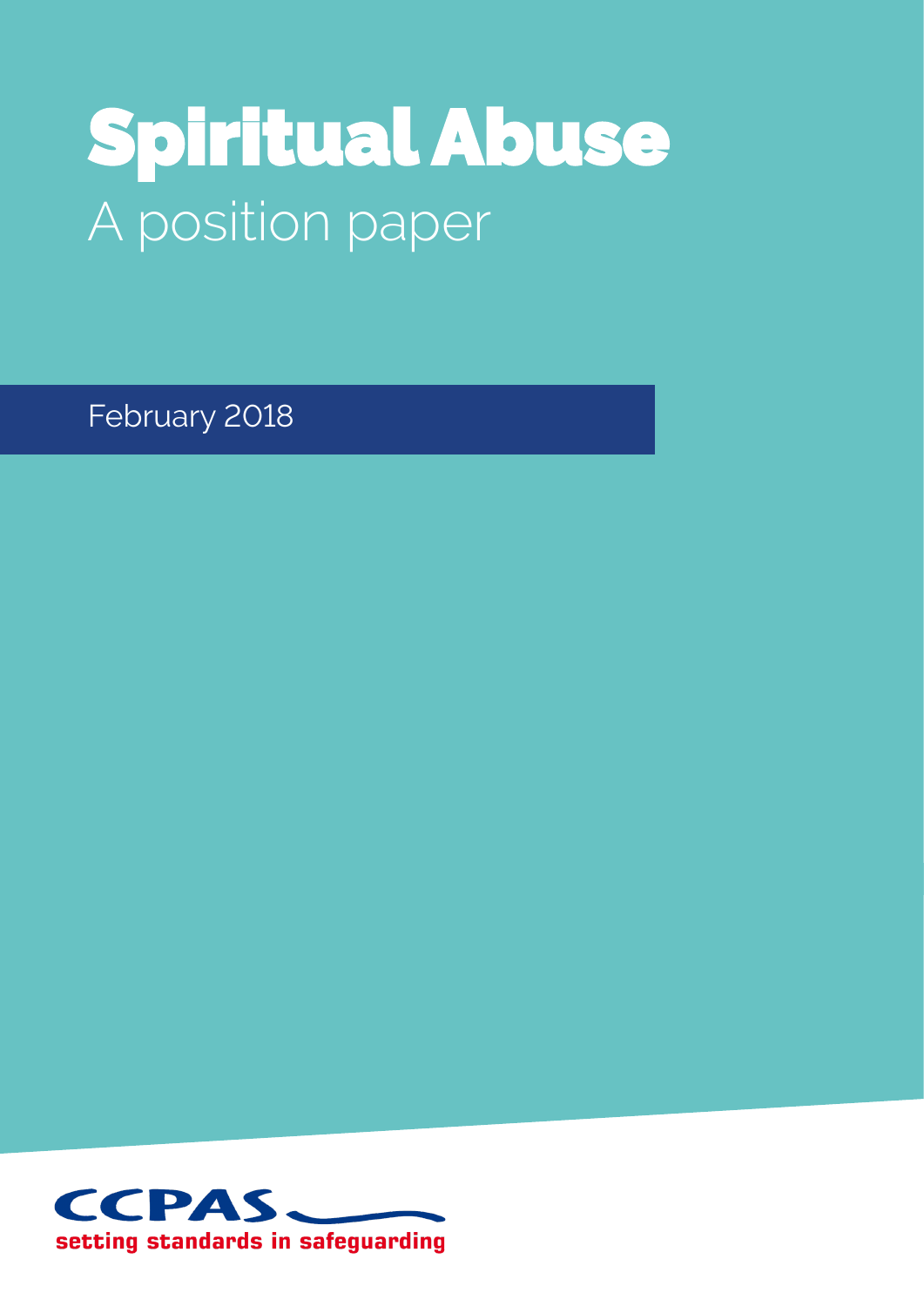# Spiritual Abuse

## A position paper

February 2018

CCPAS

setting standards in safeguarding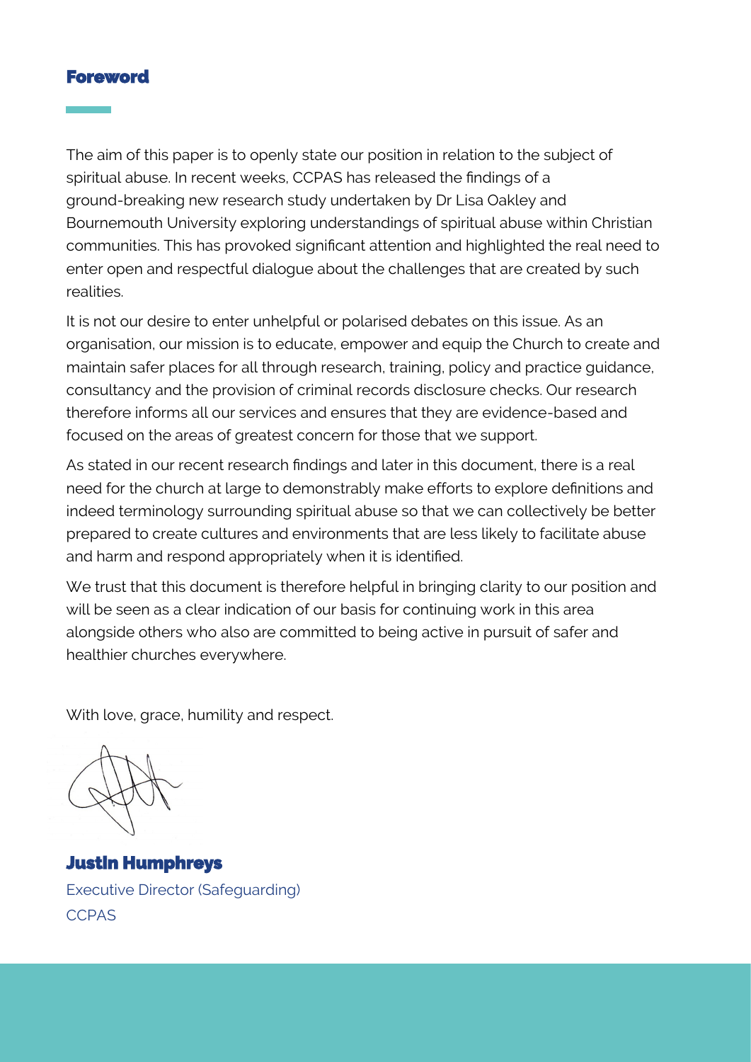## Foreword

The aim of this paper is to openly state our position in relation to the subject of spiritual abuse. In recent weeks, CCPAS has released the findings of a ground-breaking new research study undertaken by Dr Lisa Oakley and Bournemouth University exploring understandings of spiritual abuse within Christian communities. This has provoked significant attention and highlighted the real need to enter open and respectful dialogue about the challenges that are created by such realities.

It is not our desire to enter unhelpful or polarised debates on this issue. As an organisation, our mission is to educate, empower and equip the Church to create and maintain safer places for all through research, training, policy and practice guidance, consultancy and the provision of criminal records disclosure checks. Our research therefore informs all our services and ensures that they are evidence-based and focused on the areas of greatest concern for those that we support.

As stated in our recent research findings and later in this document, there is a real need for the church at large to demonstrably make efforts to explore definitions and indeed terminology surrounding spiritual abuse so that we can collectively be better prepared to create cultures and environments that are less likely to facilitate abuse and harm and respond appropriately when it is identified.

We trust that this document is therefore helpful in bringing clarity to our position and will be seen as a clear indication of our basis for continuing work in this area alongside others who also are committed to being active in pursuit of safer and healthier churches everywhere.

With love, grace, humility and respect.

**Justin Humphreys**
Executive Director (Safeguarding)
CCPAS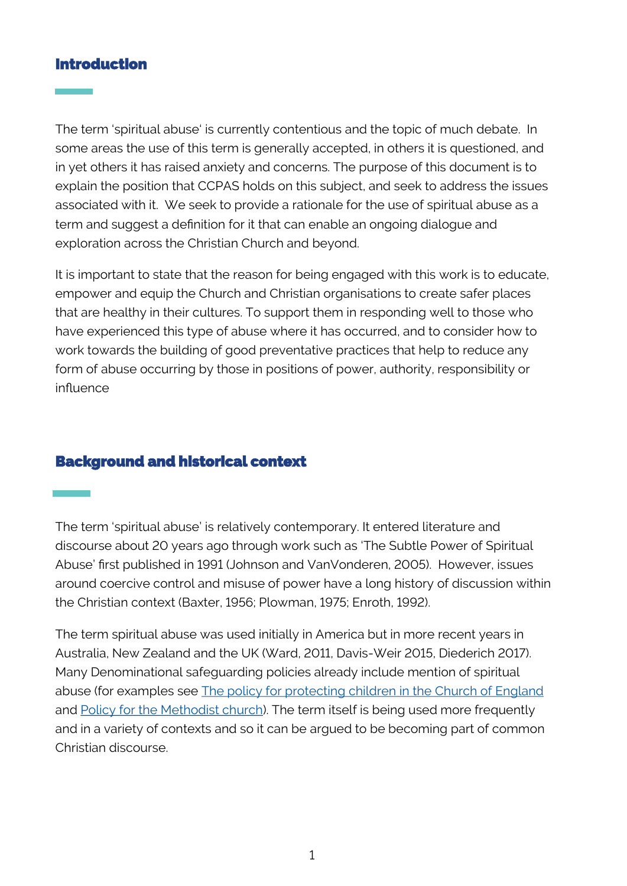## Introduction

The term 'spiritual abuse' is currently contentious and the topic of much debate. In some areas the use of this term is generally accepted, in others it is questioned, and in yet others it has raised anxiety and concerns. The purpose of this document is to explain the position that CCPAS holds on this subject, and seek to address the issues associated with it. We seek to provide a rationale for the use of spiritual abuse as a term and suggest a definition for it that can enable an ongoing dialogue and exploration across the Christian Church and beyond.

It is important to state that the reason for being engaged with this work is to educate, empower and equip the Church and Christian organisations to create safer places that are healthy in their cultures. To support them in responding well to those who have experienced this type of abuse where it has occurred, and to consider how to work towards the building of good preventative practices that help to reduce any form of abuse occurring by those in positions of power, authority, responsibility or influence

## Background and historical context

The term 'spiritual abuse' is relatively contemporary. It entered literature and discourse about 20 years ago through work such as 'The Subtle Power of Spiritual Abuse' first published in 1991 (Johnson and VanVonderen, 2005). However, issues around coercive control and misuse of power have a long history of discussion within the Christian context (Baxter, 1956; Plowman, 1975; Enroth, 1992).

The term spiritual abuse was used initially in America but in more recent years in Australia, New Zealand and the UK (Ward, 2011, Davis-Weir 2015, Diederich 2017). Many Denominational safeguarding policies already include mention of spiritual abuse (for examples see The policy for protecting children in the Church of England and Policy for the Methodist church). The term itself is being used more frequently and in a variety of contexts and so it can be argued to be becoming part of common Christian discourse.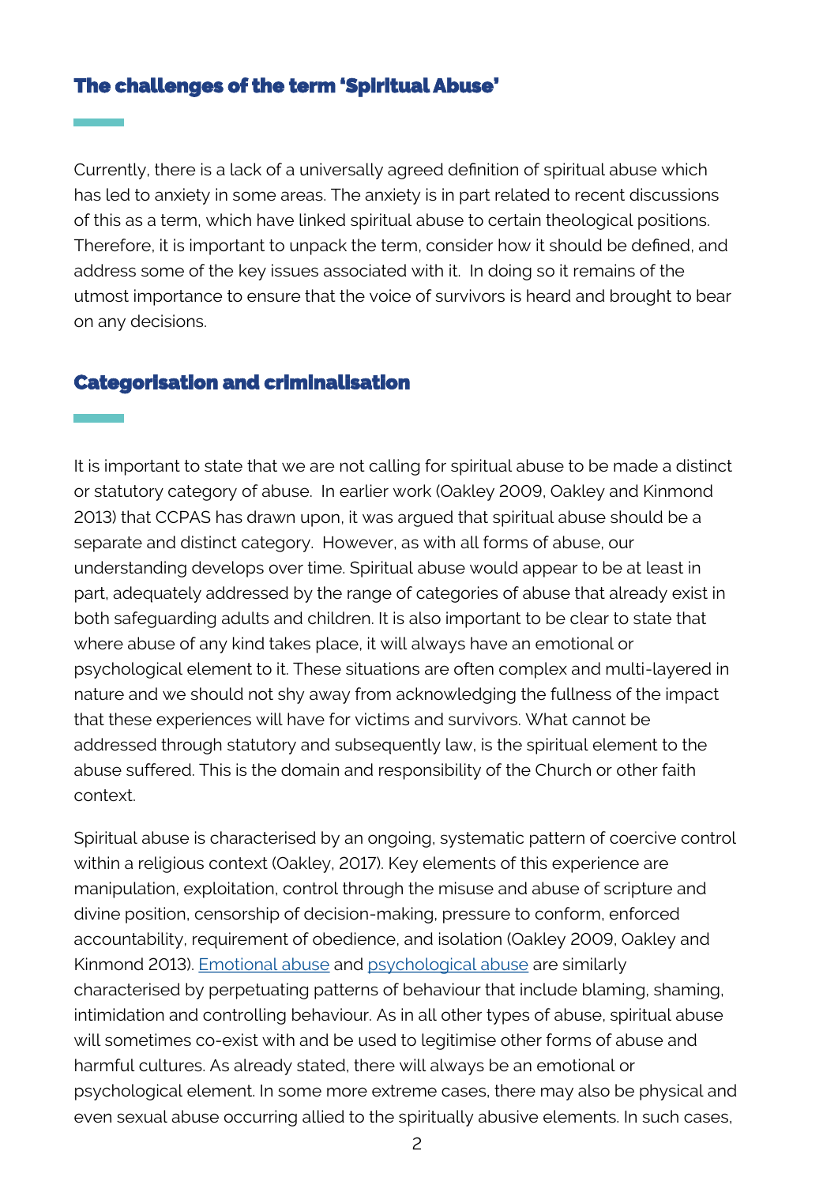## The challenges of the term 'Spiritual Abuse'

Currently, there is a lack of a universally agreed definition of spiritual abuse which has led to anxiety in some areas. The anxiety is in part related to recent discussions of this as a term, which have linked spiritual abuse to certain theological positions. Therefore, it is important to unpack the term, consider how it should be defined, and address some of the key issues associated with it. In doing so it remains of the utmost importance to ensure that the voice of survivors is heard and brought to bear on any decisions.

## Categorisation and criminalisation

It is important to state that we are not calling for spiritual abuse to be made a distinct or statutory category of abuse. In earlier work (Oakley 2009, Oakley and Kinmond 2013) that CCPAS has drawn upon, it was argued that spiritual abuse should be a separate and distinct category. However, as with all forms of abuse, our understanding develops over time. Spiritual abuse would appear to be at least in part, adequately addressed by the range of categories of abuse that already exist in both safeguarding adults and children. It is also important to be clear to state that where abuse of any kind takes place, it will always have an emotional or psychological element to it. These situations are often complex and multi-layered in nature and we should not shy away from acknowledging the fullness of the impact that these experiences will have for victims and survivors. What cannot be addressed through statutory and subsequently law, is the spiritual element to the abuse suffered. This is the domain and responsibility of the Church or other faith context.

Spiritual abuse is characterised by an ongoing, systematic pattern of coercive control within a religious context (Oakley, 2017). Key elements of this experience are manipulation, exploitation, control through the misuse and abuse of scripture and divine position, censorship of decision-making, pressure to conform, enforced accountability, requirement of obedience, and isolation (Oakley 2009, Oakley and Kinmond 2013). Emotional abuse and psychological abuse are similarly characterised by perpetuating patterns of behaviour that include blaming, shaming, intimidation and controlling behaviour. As in all other types of abuse, spiritual abuse will sometimes co-exist with and be used to legitimise other forms of abuse and harmful cultures. As already stated, there will always be an emotional or psychological element. In some more extreme cases, there may also be physical and even sexual abuse occurring allied to the spiritually abusive elements. In such cases,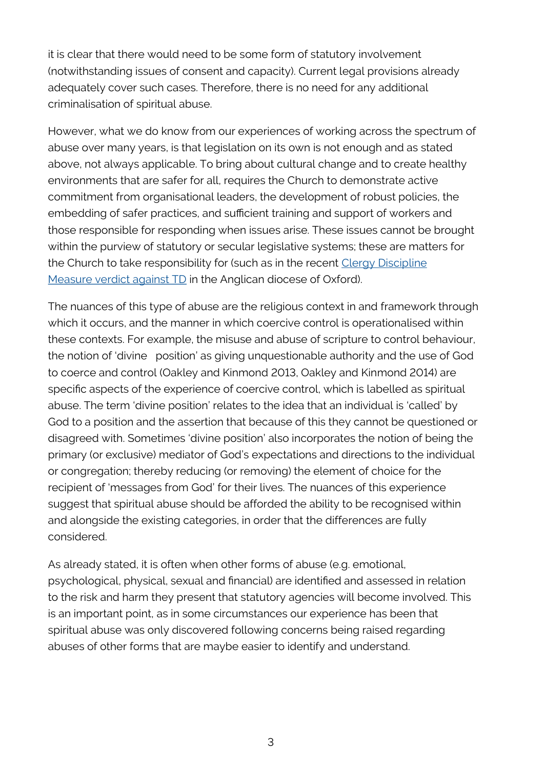it is clear that there would need to be some form of statutory involvement (notwithstanding issues of consent and capacity). Current legal provisions already adequately cover such cases. Therefore, there is no need for any additional criminalisation of spiritual abuse.

However, what we do know from our experiences of working across the spectrum of abuse over many years, is that legislation on its own is not enough and as stated above, not always applicable. To bring about cultural change and to create healthy environments that are safer for all, requires the Church to demonstrate active commitment from organisational leaders, the development of robust policies, the embedding of safer practices, and sufficient training and support of workers and those responsible for responding when issues arise. These issues cannot be brought within the purview of statutory or secular legislative systems; these are matters for the Church to take responsibility for (such as in the recent Clergy Discipline Measure verdict against TD in the Anglican diocese of Oxford).

The nuances of this type of abuse are the religious context in and framework through which it occurs, and the manner in which coercive control is operationalised within these contexts. For example, the misuse and abuse of scripture to control behaviour, the notion of 'divine position' as giving unquestionable authority and the use of God to coerce and control (Oakley and Kinmond 2013, Oakley and Kinmond 2014) are specific aspects of the experience of coercive control, which is labelled as spiritual abuse. The term 'divine position' relates to the idea that an individual is 'called' by God to a position and the assertion that because of this they cannot be questioned or disagreed with. Sometimes 'divine position' also incorporates the notion of being the primary (or exclusive) mediator of God's expectations and directions to the individual or congregation; thereby reducing (or removing) the element of choice for the recipient of 'messages from God' for their lives. The nuances of this experience suggest that spiritual abuse should be afforded the ability to be recognised within and alongside the existing categories, in order that the differences are fully considered.

As already stated, it is often when other forms of abuse (e.g. emotional, psychological, physical, sexual and financial) are identified and assessed in relation to the risk and harm they present that statutory agencies will become involved. This is an important point, as in some circumstances our experience has been that spiritual abuse was only discovered following concerns being raised regarding abuses of other forms that are maybe easier to identify and understand.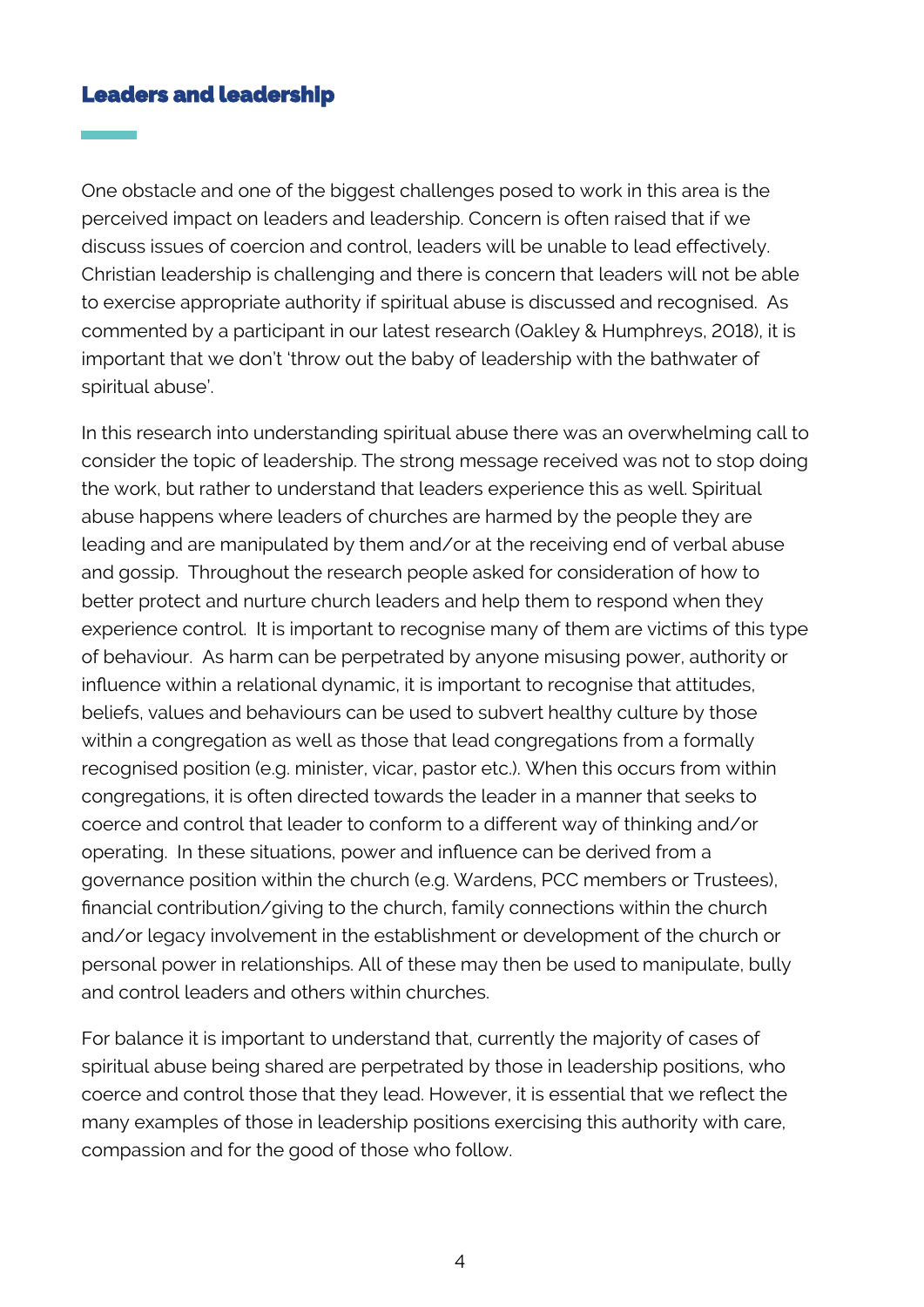## Leaders and leadership

One obstacle and one of the biggest challenges posed to work in this area is the perceived impact on leaders and leadership. Concern is often raised that if we discuss issues of coercion and control, leaders will be unable to lead effectively. Christian leadership is challenging and there is concern that leaders will not be able to exercise appropriate authority if spiritual abuse is discussed and recognised. As commented by a participant in our latest research (Oakley & Humphreys, 2018), it is important that we don't 'throw out the baby of leadership with the bathwater of spiritual abuse'.

In this research into understanding spiritual abuse there was an overwhelming call to consider the topic of leadership. The strong message received was not to stop doing the work, but rather to understand that leaders experience this as well. Spiritual abuse happens where leaders of churches are harmed by the people they are leading and are manipulated by them and/or at the receiving end of verbal abuse and gossip. Throughout the research people asked for consideration of how to better protect and nurture church leaders and help them to respond when they experience control. It is important to recognise many of them are victims of this type of behaviour. As harm can be perpetrated by anyone misusing power, authority or influence within a relational dynamic, it is important to recognise that attitudes, beliefs, values and behaviours can be used to subvert healthy culture by those within a congregation as well as those that lead congregations from a formally recognised position (e.g. minister, vicar, pastor etc.). When this occurs from within congregations, it is often directed towards the leader in a manner that seeks to coerce and control that leader to conform to a different way of thinking and/or operating. In these situations, power and influence can be derived from a governance position within the church (e.g. Wardens, PCC members or Trustees), financial contribution/giving to the church, family connections within the church and/or legacy involvement in the establishment or development of the church or personal power in relationships. All of these may then be used to manipulate, bully and control leaders and others within churches.

For balance it is important to understand that, currently the majority of cases of spiritual abuse being shared are perpetrated by those in leadership positions, who coerce and control those that they lead. However, it is essential that we reflect the many examples of those in leadership positions exercising this authority with care, compassion and for the good of those who follow.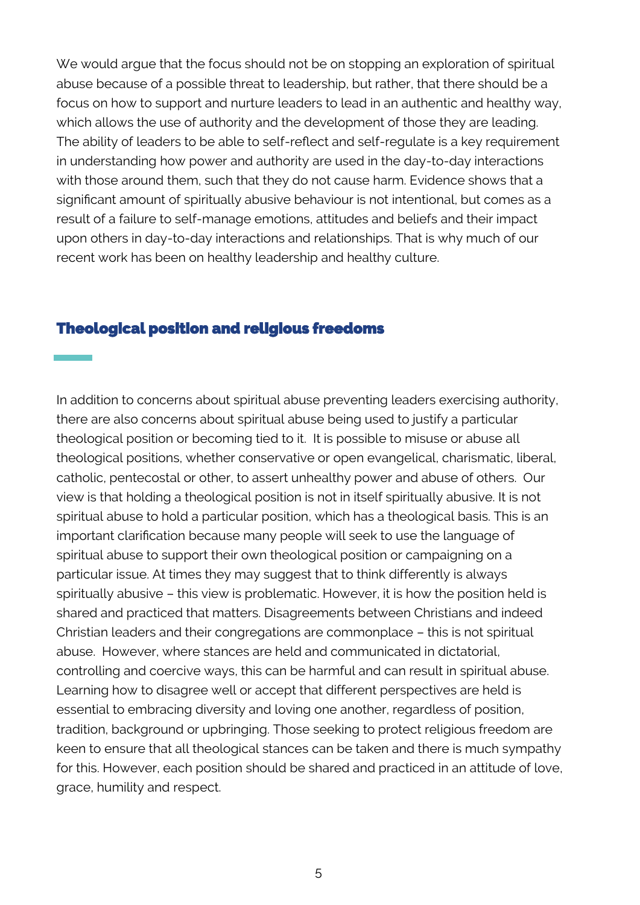We would argue that the focus should not be on stopping an exploration of spiritual abuse because of a possible threat to leadership, but rather, that there should be a focus on how to support and nurture leaders to lead in an authentic and healthy way, which allows the use of authority and the development of those they are leading. The ability of leaders to be able to self-reflect and self-regulate is a key requirement in understanding how power and authority are used in the day-to-day interactions with those around them, such that they do not cause harm. Evidence shows that a significant amount of spiritually abusive behaviour is not intentional, but comes as a result of a failure to self-manage emotions, attitudes and beliefs and their impact upon others in day-to-day interactions and relationships. That is why much of our recent work has been on healthy leadership and healthy culture.

## Theological position and religious freedoms

In addition to concerns about spiritual abuse preventing leaders exercising authority, there are also concerns about spiritual abuse being used to justify a particular theological position or becoming tied to it. It is possible to misuse or abuse all theological positions, whether conservative or open evangelical, charismatic, liberal, catholic, pentecostal or other, to assert unhealthy power and abuse of others. Our view is that holding a theological position is not in itself spiritually abusive. It is not spiritual abuse to hold a particular position, which has a theological basis. This is an important clarification because many people will seek to use the language of spiritual abuse to support their own theological position or campaigning on a particular issue. At times they may suggest that to think differently is always spiritually abusive – this view is problematic. However, it is how the position held is shared and practiced that matters. Disagreements between Christians and indeed Christian leaders and their congregations are commonplace – this is not spiritual abuse. However, where stances are held and communicated in dictatorial, controlling and coercive ways, this can be harmful and can result in spiritual abuse. Learning how to disagree well or accept that different perspectives are held is essential to embracing diversity and loving one another, regardless of position, tradition, background or upbringing. Those seeking to protect religious freedom are keen to ensure that all theological stances can be taken and there is much sympathy for this. However, each position should be shared and practiced in an attitude of love, grace, humility and respect.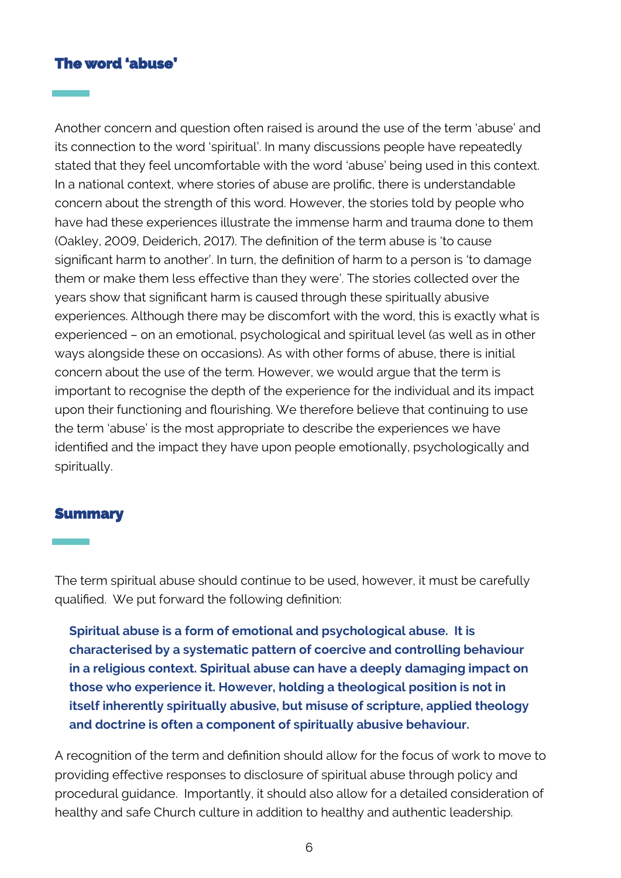## The word 'abuse'

Another concern and question often raised is around the use of the term 'abuse' and its connection to the word 'spiritual'. In many discussions people have repeatedly stated that they feel uncomfortable with the word 'abuse' being used in this context. In a national context, where stories of abuse are prolific, there is understandable concern about the strength of this word. However, the stories told by people who have had these experiences illustrate the immense harm and trauma done to them (Oakley, 2009, Deiderich, 2017). The definition of the term abuse is 'to cause significant harm to another'. In turn, the definition of harm to a person is 'to damage them or make them less effective than they were'. The stories collected over the years show that significant harm is caused through these spiritually abusive experiences. Although there may be discomfort with the word, this is exactly what is experienced – on an emotional, psychological and spiritual level (as well as in other ways alongside these on occasions). As with other forms of abuse, there is initial concern about the use of the term. However, we would argue that the term is important to recognise the depth of the experience for the individual and its impact upon their functioning and flourishing. We therefore believe that continuing to use the term 'abuse' is the most appropriate to describe the experiences we have identified and the impact they have upon people emotionally, psychologically and spiritually.

## Summary

The term spiritual abuse should continue to be used, however, it must be carefully qualified. We put forward the following definition:

> **Spiritual abuse is a form of emotional and psychological abuse. It is characterised by a systematic pattern of coercive and controlling behaviour in a religious context. Spiritual abuse can have a deeply damaging impact on those who experience it. However, holding a theological position is not in itself inherently spiritually abusive, but misuse of scripture, applied theology and doctrine is often a component of spiritually abusive behaviour.**

A recognition of the term and definition should allow for the focus of work to move to providing effective responses to disclosure of spiritual abuse through policy and procedural guidance. Importantly, it should also allow for a detailed consideration of healthy and safe Church culture in addition to healthy and authentic leadership.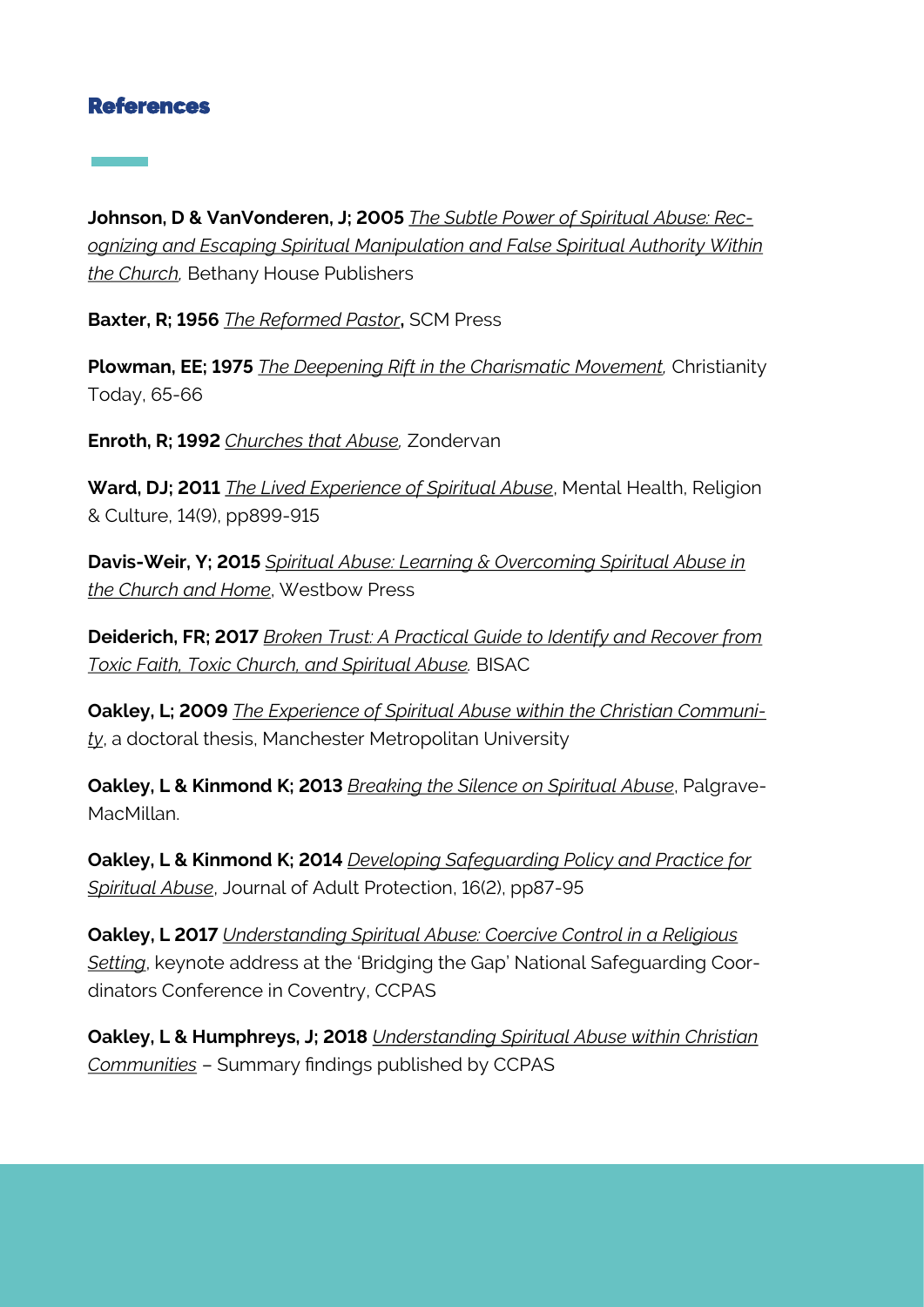## References

**Johnson, D & VanVonderen, J; 2005** *The Subtle Power of Spiritual Abuse: Recognizing and Escaping Spiritual Manipulation and False Spiritual Authority Within the Church,* Bethany House Publishers

**Baxter, R; 1956** *The Reformed Pastor***,** SCM Press

**Plowman, EE; 1975** *The Deepening Rift in the Charismatic Movement,* Christianity Today, 65-66

**Enroth, R; 1992** *Churches that Abuse,* Zondervan

**Ward, DJ; 2011** *The Lived Experience of Spiritual Abuse*, Mental Health, Religion & Culture, 14(9), pp899-915

**Davis-Weir, Y; 2015** *Spiritual Abuse: Learning & Overcoming Spiritual Abuse in the Church and Home*, Westbow Press

**Deiderich, FR; 2017** *Broken Trust: A Practical Guide to Identify and Recover from Toxic Faith, Toxic Church, and Spiritual Abuse.* BISAC

**Oakley, L; 2009** *The Experience of Spiritual Abuse within the Christian Community*, a doctoral thesis, Manchester Metropolitan University

**Oakley, L & Kinmond K; 2013** *Breaking the Silence on Spiritual Abuse*, Palgrave-MacMillan.

**Oakley, L & Kinmond K; 2014** *Developing Safeguarding Policy and Practice for Spiritual Abuse*, Journal of Adult Protection, 16(2), pp87-95

**Oakley, L 2017** *Understanding Spiritual Abuse: Coercive Control in a Religious Setting*, keynote address at the 'Bridging the Gap' National Safeguarding Coordinators Conference in Coventry, CCPAS

**Oakley, L & Humphreys, J; 2018** *Understanding Spiritual Abuse within Christian Communities* – Summary findings published by CCPAS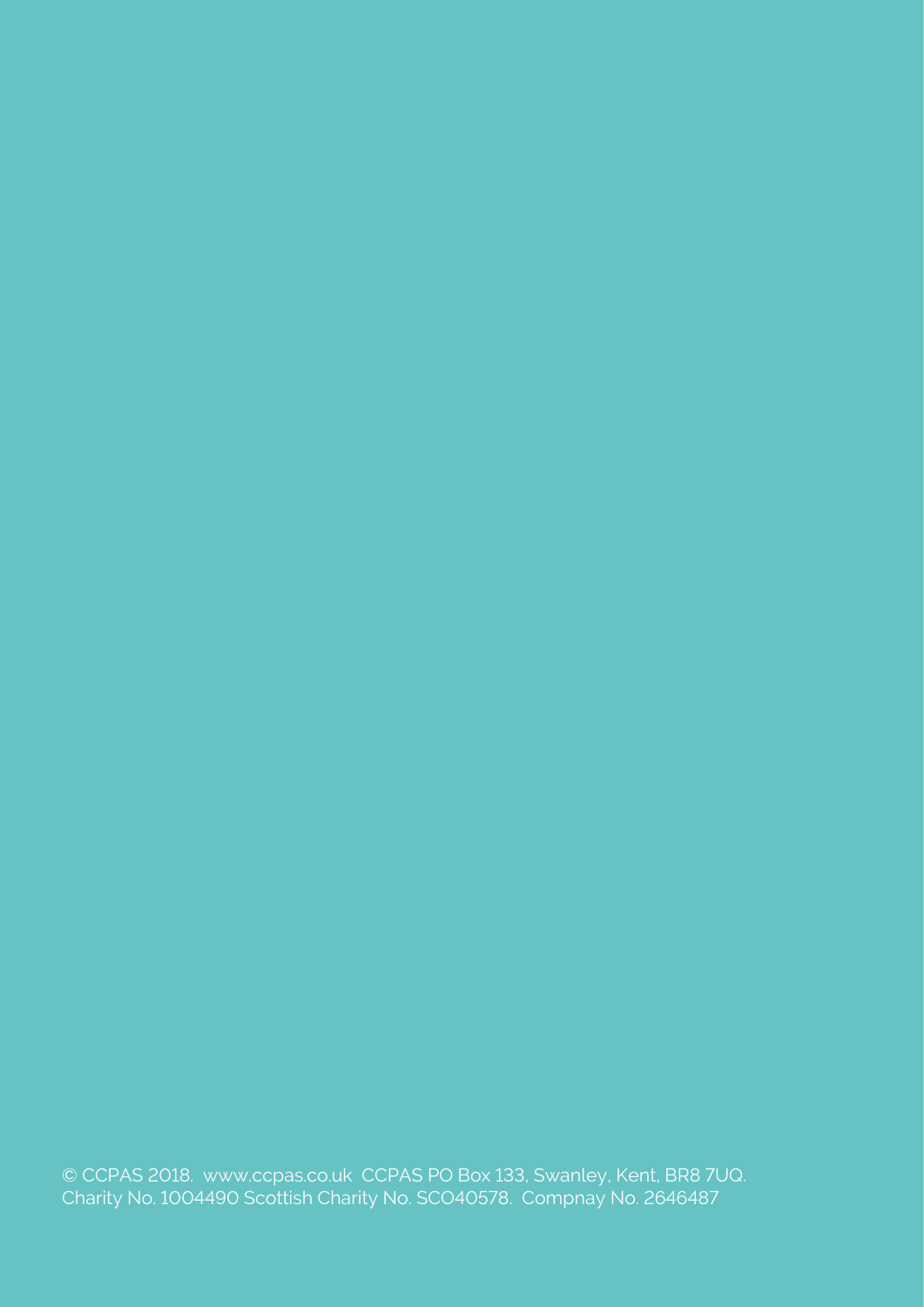© CCPAS 2018. www.ccpas.co.uk CCPAS PO Box 133, Swanley, Kent, BR8 7UQ.
Charity No. 1004490 Scottish Charity No. SC040578. Compnay No. 2646487